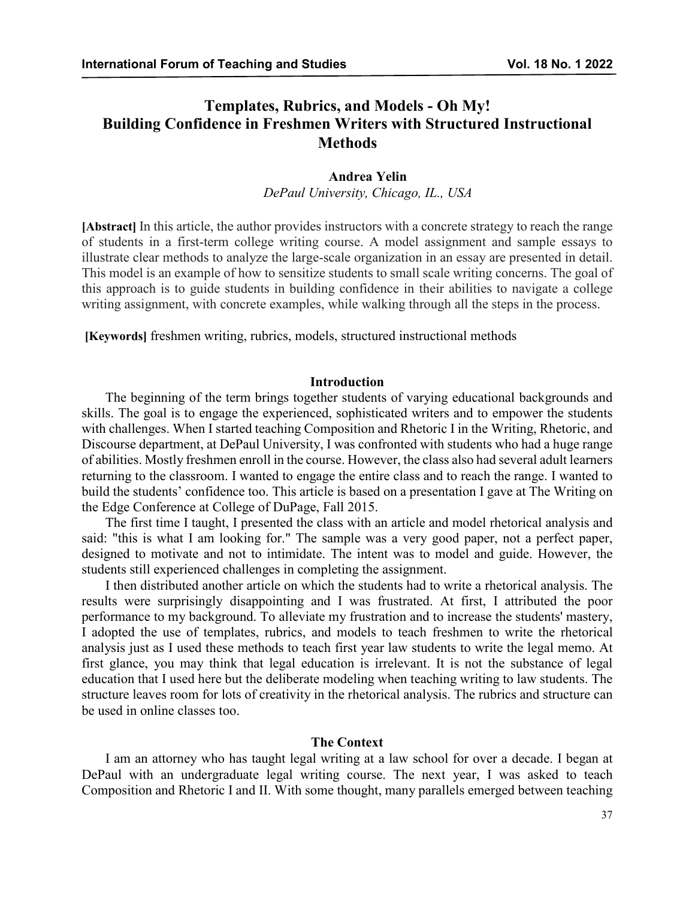# Templates, Rubrics, and Models - Oh My!
# Building Confidence in Freshmen Writers with Structured Instructional Methods

**Andrea Yelin**

*DePaul University, Chicago, IL., USA*

**[Abstract]** In this article, the author provides instructors with a concrete strategy to reach the range of students in a first-term college writing course. A model assignment and sample essays to illustrate clear methods to analyze the large-scale organization in an essay are presented in detail. This model is an example of how to sensitize students to small scale writing concerns. The goal of this approach is to guide students in building confidence in their abilities to navigate a college writing assignment, with concrete examples, while walking through all the steps in the process.

**[Keywords]** freshmen writing, rubrics, models, structured instructional methods

## Introduction

The beginning of the term brings together students of varying educational backgrounds and skills. The goal is to engage the experienced, sophisticated writers and to empower the students with challenges. When I started teaching Composition and Rhetoric I in the Writing, Rhetoric, and Discourse department, at DePaul University, I was confronted with students who had a huge range of abilities. Mostly freshmen enroll in the course. However, the class also had several adult learners returning to the classroom. I wanted to engage the entire class and to reach the range. I wanted to build the students' confidence too. This article is based on a presentation I gave at The Writing on the Edge Conference at College of DuPage, Fall 2015.

The first time I taught, I presented the class with an article and model rhetorical analysis and said: "this is what I am looking for." The sample was a very good paper, not a perfect paper, designed to motivate and not to intimidate. The intent was to model and guide. However, the students still experienced challenges in completing the assignment.

I then distributed another article on which the students had to write a rhetorical analysis. The results were surprisingly disappointing and I was frustrated. At first, I attributed the poor performance to my background. To alleviate my frustration and to increase the students' mastery, I adopted the use of templates, rubrics, and models to teach freshmen to write the rhetorical analysis just as I used these methods to teach first year law students to write the legal memo. At first glance, you may think that legal education is irrelevant. It is not the substance of legal education that I used here but the deliberate modeling when teaching writing to law students. The structure leaves room for lots of creativity in the rhetorical analysis. The rubrics and structure can be used in online classes too.

## The Context

I am an attorney who has taught legal writing at a law school for over a decade. I began at DePaul with an undergraduate legal writing course. The next year, I was asked to teach Composition and Rhetoric I and II. With some thought, many parallels emerged between teaching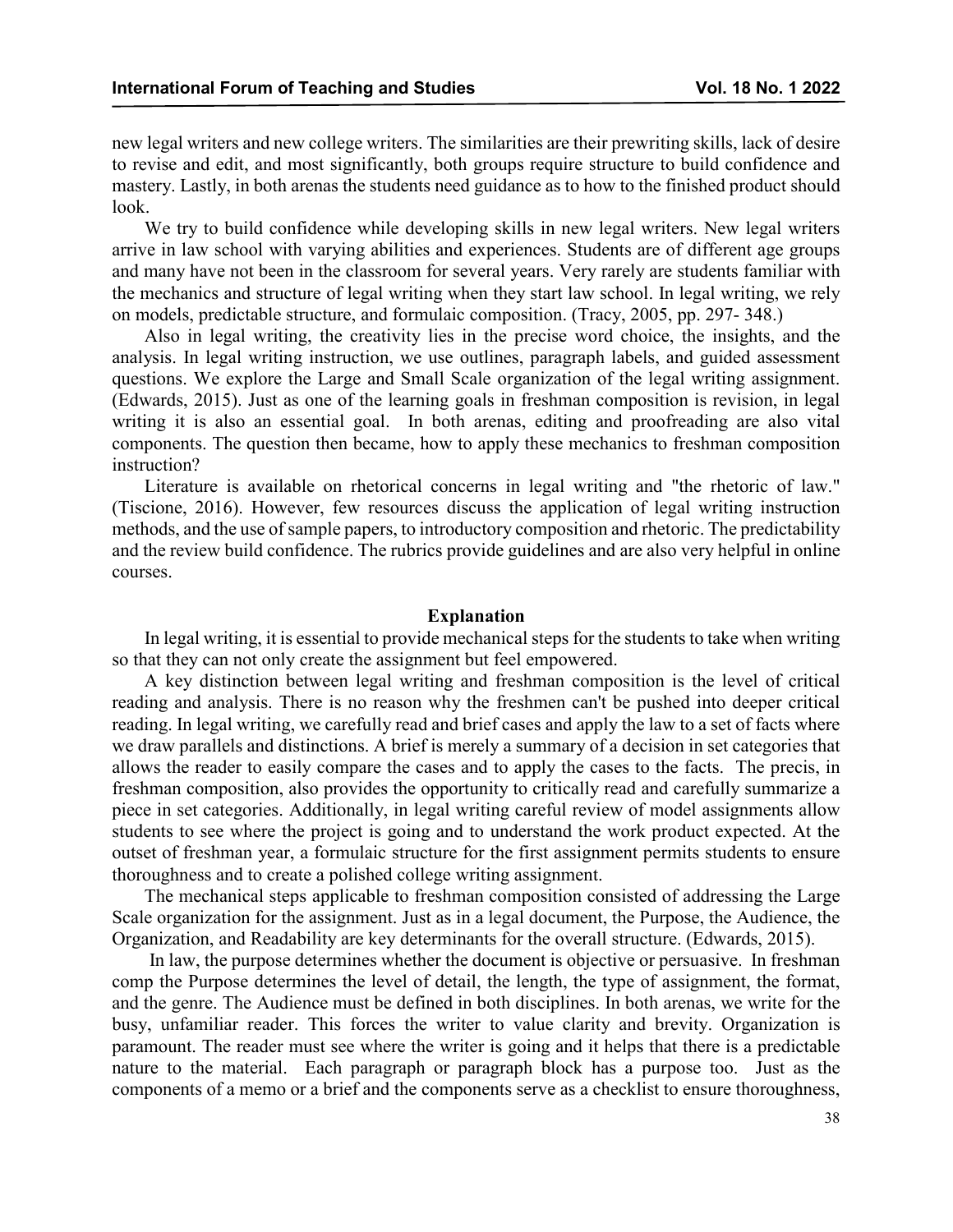new legal writers and new college writers. The similarities are their prewriting skills, lack of desire to revise and edit, and most significantly, both groups require structure to build confidence and mastery. Lastly, in both arenas the students need guidance as to how to the finished product should look.

We try to build confidence while developing skills in new legal writers. New legal writers arrive in law school with varying abilities and experiences. Students are of different age groups and many have not been in the classroom for several years. Very rarely are students familiar with the mechanics and structure of legal writing when they start law school. In legal writing, we rely on models, predictable structure, and formulaic composition. (Tracy, 2005, pp. 297- 348.)

Also in legal writing, the creativity lies in the precise word choice, the insights, and the analysis. In legal writing instruction, we use outlines, paragraph labels, and guided assessment questions. We explore the Large and Small Scale organization of the legal writing assignment. (Edwards, 2015). Just as one of the learning goals in freshman composition is revision, in legal writing it is also an essential goal. In both arenas, editing and proofreading are also vital components. The question then became, how to apply these mechanics to freshman composition instruction?

Literature is available on rhetorical concerns in legal writing and "the rhetoric of law." (Tiscione, 2016). However, few resources discuss the application of legal writing instruction methods, and the use of sample papers, to introductory composition and rhetoric. The predictability and the review build confidence. The rubrics provide guidelines and are also very helpful in online courses.

## Explanation

In legal writing, it is essential to provide mechanical steps for the students to take when writing so that they can not only create the assignment but feel empowered.

A key distinction between legal writing and freshman composition is the level of critical reading and analysis. There is no reason why the freshmen can't be pushed into deeper critical reading. In legal writing, we carefully read and brief cases and apply the law to a set of facts where we draw parallels and distinctions. A brief is merely a summary of a decision in set categories that allows the reader to easily compare the cases and to apply the cases to the facts. The precis, in freshman composition, also provides the opportunity to critically read and carefully summarize a piece in set categories. Additionally, in legal writing careful review of model assignments allow students to see where the project is going and to understand the work product expected. At the outset of freshman year, a formulaic structure for the first assignment permits students to ensure thoroughness and to create a polished college writing assignment.

The mechanical steps applicable to freshman composition consisted of addressing the Large Scale organization for the assignment. Just as in a legal document, the Purpose, the Audience, the Organization, and Readability are key determinants for the overall structure. (Edwards, 2015).

In law, the purpose determines whether the document is objective or persuasive. In freshman comp the Purpose determines the level of detail, the length, the type of assignment, the format, and the genre. The Audience must be defined in both disciplines. In both arenas, we write for the busy, unfamiliar reader. This forces the writer to value clarity and brevity. Organization is paramount. The reader must see where the writer is going and it helps that there is a predictable nature to the material. Each paragraph or paragraph block has a purpose too. Just as the components of a memo or a brief and the components serve as a checklist to ensure thoroughness,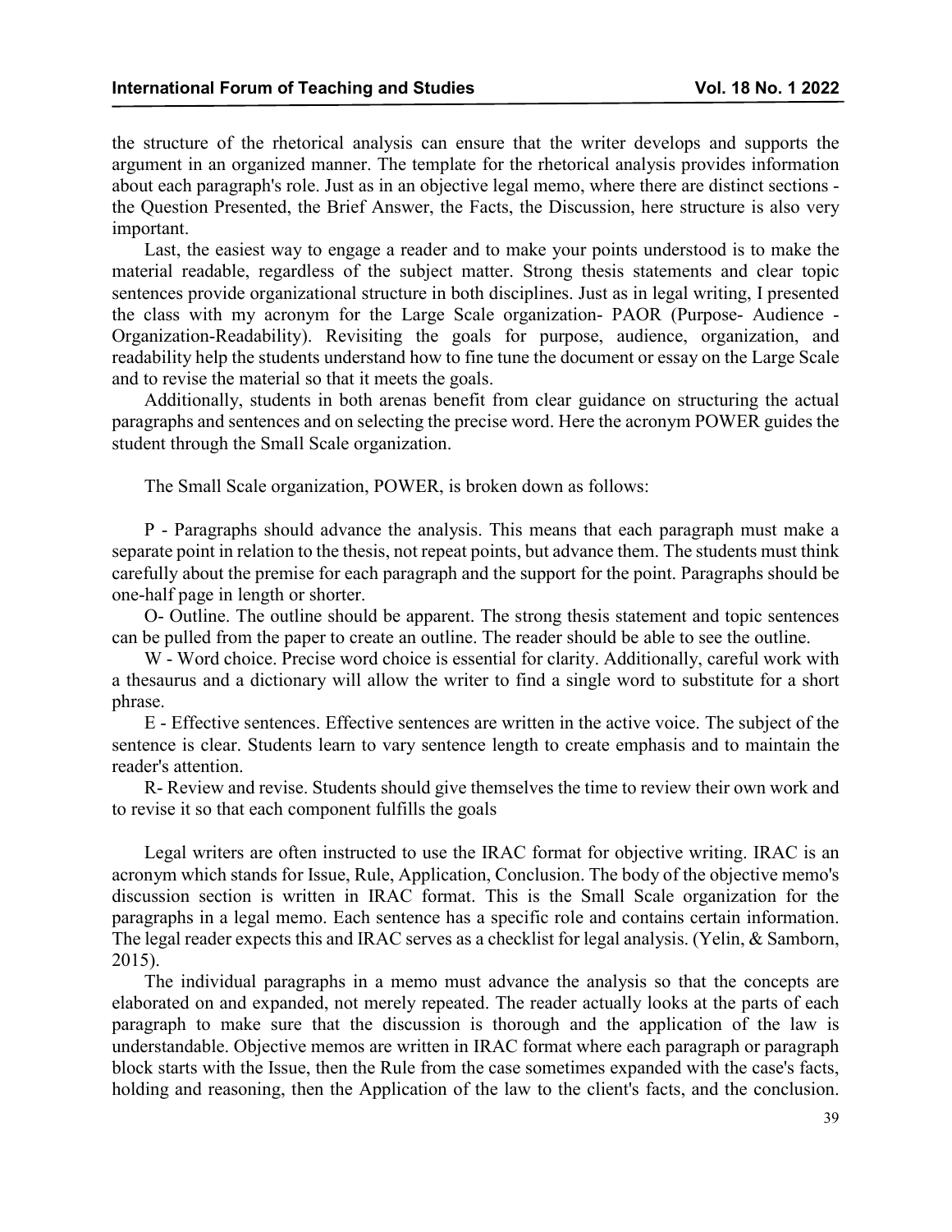the structure of the rhetorical analysis can ensure that the writer develops and supports the argument in an organized manner. The template for the rhetorical analysis provides information about each paragraph's role. Just as in an objective legal memo, where there are distinct sections - the Question Presented, the Brief Answer, the Facts, the Discussion, here structure is also very important.

Last, the easiest way to engage a reader and to make your points understood is to make the material readable, regardless of the subject matter. Strong thesis statements and clear topic sentences provide organizational structure in both disciplines. Just as in legal writing, I presented the class with my acronym for the Large Scale organization- PAOR (Purpose- Audience - Organization-Readability). Revisiting the goals for purpose, audience, organization, and readability help the students understand how to fine tune the document or essay on the Large Scale and to revise the material so that it meets the goals.

Additionally, students in both arenas benefit from clear guidance on structuring the actual paragraphs and sentences and on selecting the precise word. Here the acronym POWER guides the student through the Small Scale organization.

The Small Scale organization, POWER, is broken down as follows:

P - Paragraphs should advance the analysis. This means that each paragraph must make a separate point in relation to the thesis, not repeat points, but advance them. The students must think carefully about the premise for each paragraph and the support for the point. Paragraphs should be one-half page in length or shorter.

O- Outline. The outline should be apparent. The strong thesis statement and topic sentences can be pulled from the paper to create an outline. The reader should be able to see the outline.

W - Word choice. Precise word choice is essential for clarity. Additionally, careful work with a thesaurus and a dictionary will allow the writer to find a single word to substitute for a short phrase.

E - Effective sentences. Effective sentences are written in the active voice. The subject of the sentence is clear. Students learn to vary sentence length to create emphasis and to maintain the reader's attention.

R- Review and revise. Students should give themselves the time to review their own work and to revise it so that each component fulfills the goals

Legal writers are often instructed to use the IRAC format for objective writing. IRAC is an acronym which stands for Issue, Rule, Application, Conclusion. The body of the objective memo's discussion section is written in IRAC format. This is the Small Scale organization for the paragraphs in a legal memo. Each sentence has a specific role and contains certain information. The legal reader expects this and IRAC serves as a checklist for legal analysis. (Yelin, & Samborn, 2015).

The individual paragraphs in a memo must advance the analysis so that the concepts are elaborated on and expanded, not merely repeated. The reader actually looks at the parts of each paragraph to make sure that the discussion is thorough and the application of the law is understandable. Objective memos are written in IRAC format where each paragraph or paragraph block starts with the Issue, then the Rule from the case sometimes expanded with the case's facts, holding and reasoning, then the Application of the law to the client's facts, and the conclusion.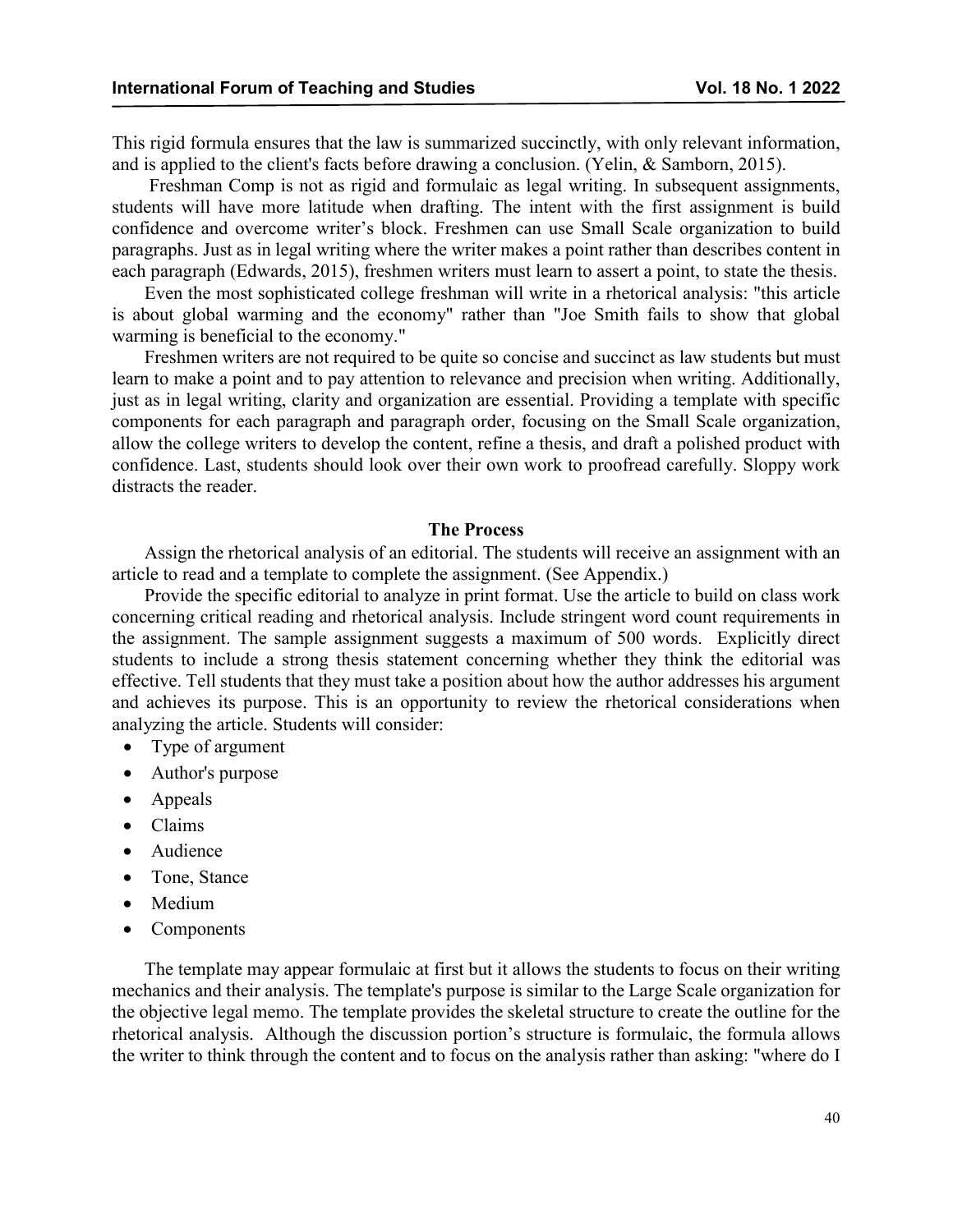This rigid formula ensures that the law is summarized succinctly, with only relevant information, and is applied to the client's facts before drawing a conclusion. (Yelin, & Samborn, 2015).

Freshman Comp is not as rigid and formulaic as legal writing. In subsequent assignments, students will have more latitude when drafting. The intent with the first assignment is build confidence and overcome writer's block. Freshmen can use Small Scale organization to build paragraphs. Just as in legal writing where the writer makes a point rather than describes content in each paragraph (Edwards, 2015), freshmen writers must learn to assert a point, to state the thesis.

Even the most sophisticated college freshman will write in a rhetorical analysis: "this article is about global warming and the economy" rather than "Joe Smith fails to show that global warming is beneficial to the economy."

Freshmen writers are not required to be quite so concise and succinct as law students but must learn to make a point and to pay attention to relevance and precision when writing. Additionally, just as in legal writing, clarity and organization are essential. Providing a template with specific components for each paragraph and paragraph order, focusing on the Small Scale organization, allow the college writers to develop the content, refine a thesis, and draft a polished product with confidence. Last, students should look over their own work to proofread carefully. Sloppy work distracts the reader.

## The Process

Assign the rhetorical analysis of an editorial. The students will receive an assignment with an article to read and a template to complete the assignment. (See Appendix.)

Provide the specific editorial to analyze in print format. Use the article to build on class work concerning critical reading and rhetorical analysis. Include stringent word count requirements in the assignment. The sample assignment suggests a maximum of 500 words. Explicitly direct students to include a strong thesis statement concerning whether they think the editorial was effective. Tell students that they must take a position about how the author addresses his argument and achieves its purpose. This is an opportunity to review the rhetorical considerations when analyzing the article. Students will consider:

- Type of argument
- Author's purpose
- Appeals
- Claims
- Audience
- Tone, Stance
- Medium
- Components

The template may appear formulaic at first but it allows the students to focus on their writing mechanics and their analysis. The template's purpose is similar to the Large Scale organization for the objective legal memo. The template provides the skeletal structure to create the outline for the rhetorical analysis. Although the discussion portion's structure is formulaic, the formula allows the writer to think through the content and to focus on the analysis rather than asking: "where do I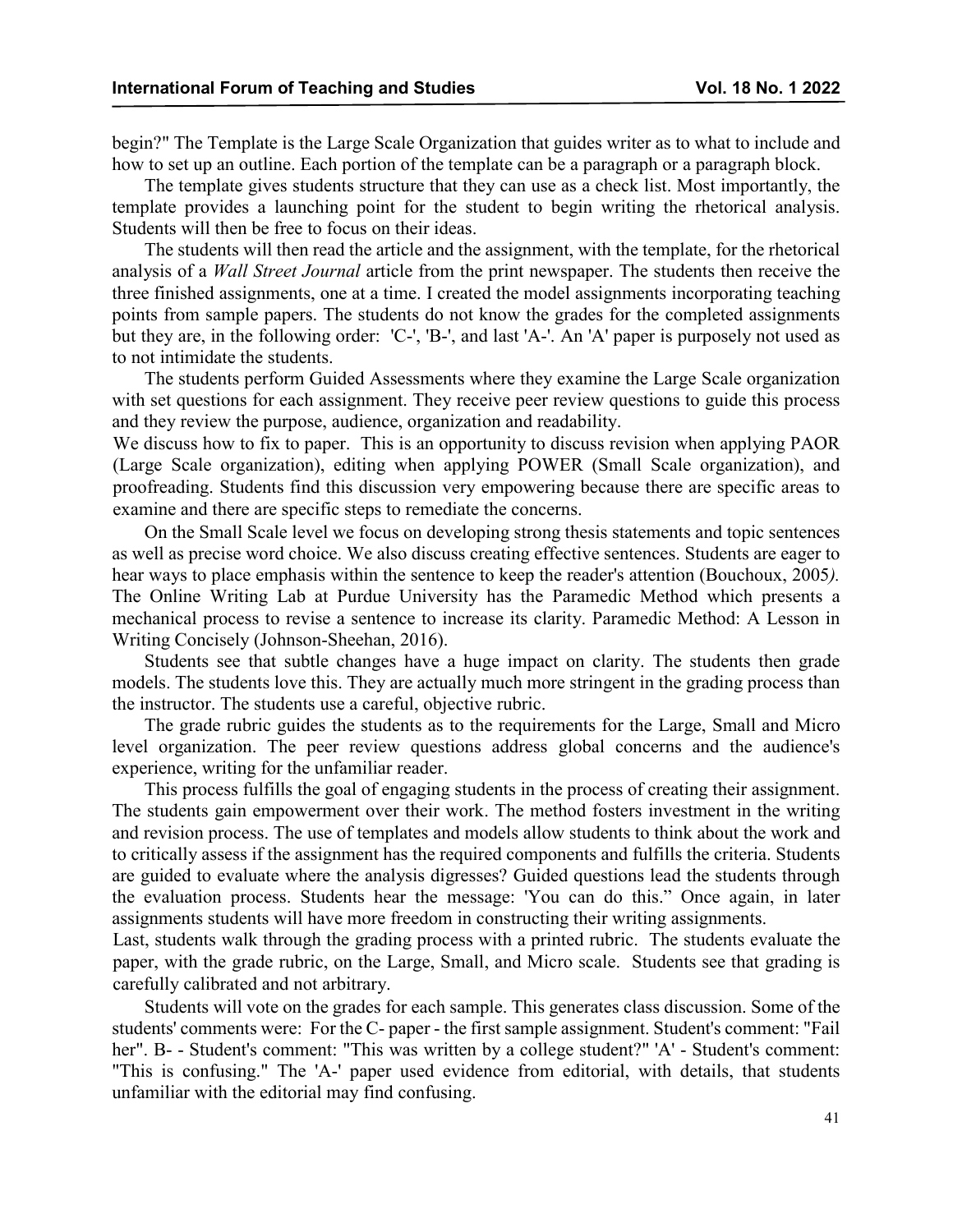begin?" The Template is the Large Scale Organization that guides writer as to what to include and how to set up an outline. Each portion of the template can be a paragraph or a paragraph block.

The template gives students structure that they can use as a check list. Most importantly, the template provides a launching point for the student to begin writing the rhetorical analysis. Students will then be free to focus on their ideas.

The students will then read the article and the assignment, with the template, for the rhetorical analysis of a *Wall Street Journal* article from the print newspaper. The students then receive the three finished assignments, one at a time. I created the model assignments incorporating teaching points from sample papers. The students do not know the grades for the completed assignments but they are, in the following order: 'C-', 'B-', and last 'A-'. An 'A' paper is purposely not used as to not intimidate the students.

The students perform Guided Assessments where they examine the Large Scale organization with set questions for each assignment. They receive peer review questions to guide this process and they review the purpose, audience, organization and readability.

We discuss how to fix to paper. This is an opportunity to discuss revision when applying PAOR (Large Scale organization), editing when applying POWER (Small Scale organization), and proofreading. Students find this discussion very empowering because there are specific areas to examine and there are specific steps to remediate the concerns.

On the Small Scale level we focus on developing strong thesis statements and topic sentences as well as precise word choice. We also discuss creating effective sentences. Students are eager to hear ways to place emphasis within the sentence to keep the reader's attention (Bouchoux, 2005*).* The Online Writing Lab at Purdue University has the Paramedic Method which presents a mechanical process to revise a sentence to increase its clarity. Paramedic Method: A Lesson in Writing Concisely (Johnson-Sheehan, 2016).

Students see that subtle changes have a huge impact on clarity. The students then grade models. The students love this. They are actually much more stringent in the grading process than the instructor. The students use a careful, objective rubric.

The grade rubric guides the students as to the requirements for the Large, Small and Micro level organization. The peer review questions address global concerns and the audience's experience, writing for the unfamiliar reader.

This process fulfills the goal of engaging students in the process of creating their assignment. The students gain empowerment over their work. The method fosters investment in the writing and revision process. The use of templates and models allow students to think about the work and to critically assess if the assignment has the required components and fulfills the criteria. Students are guided to evaluate where the analysis digresses? Guided questions lead the students through the evaluation process. Students hear the message: 'You can do this." Once again, in later assignments students will have more freedom in constructing their writing assignments.

Last, students walk through the grading process with a printed rubric. The students evaluate the paper, with the grade rubric, on the Large, Small, and Micro scale. Students see that grading is carefully calibrated and not arbitrary.

Students will vote on the grades for each sample. This generates class discussion. Some of the students' comments were: For the C- paper - the first sample assignment. Student's comment: "Fail her". B- - Student's comment: "This was written by a college student?" 'A' - Student's comment: "This is confusing." The 'A-' paper used evidence from editorial, with details, that students unfamiliar with the editorial may find confusing.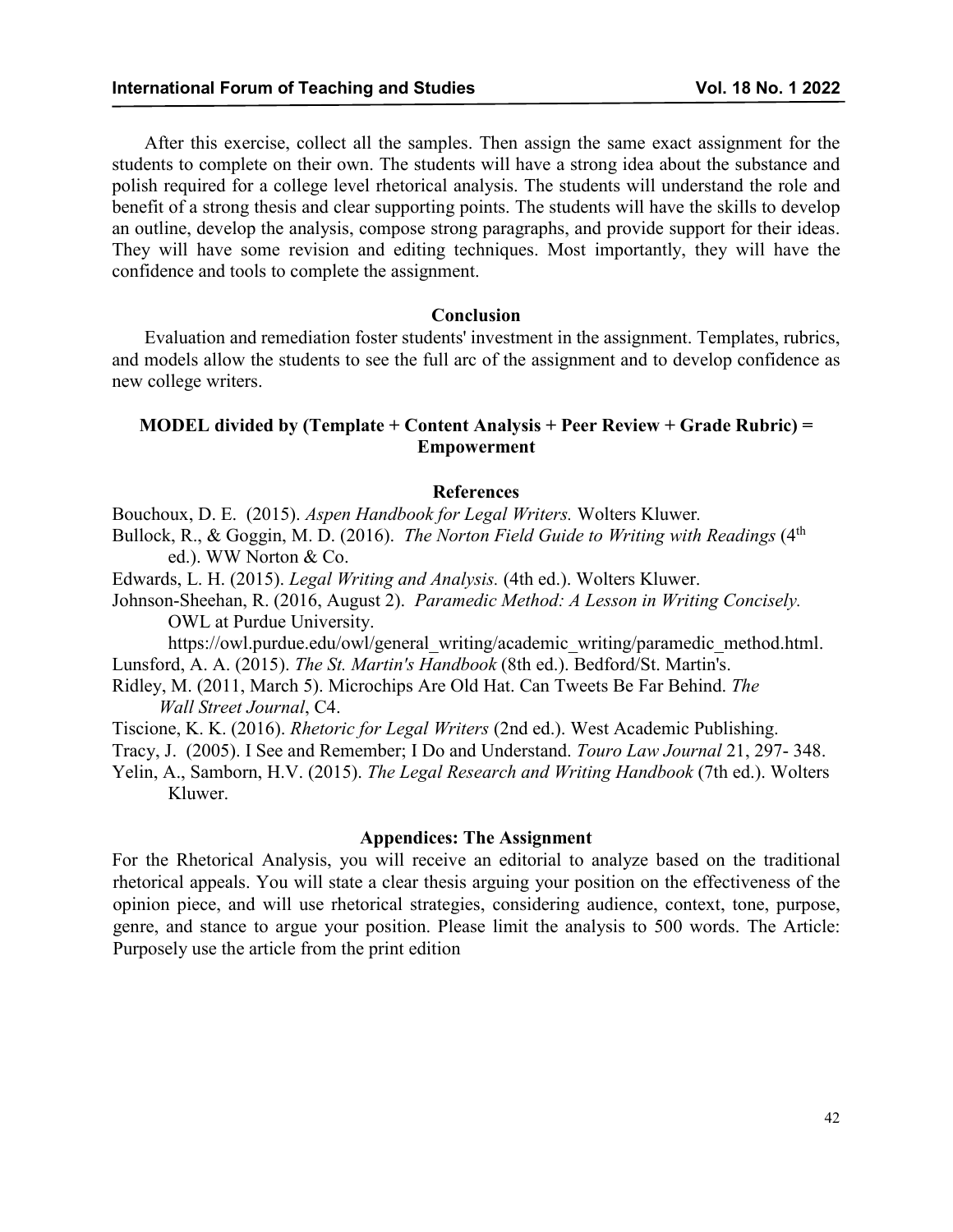After this exercise, collect all the samples. Then assign the same exact assignment for the students to complete on their own. The students will have a strong idea about the substance and polish required for a college level rhetorical analysis. The students will understand the role and benefit of a strong thesis and clear supporting points. The students will have the skills to develop an outline, develop the analysis, compose strong paragraphs, and provide support for their ideas. They will have some revision and editing techniques. Most importantly, they will have the confidence and tools to complete the assignment.

## Conclusion

Evaluation and remediation foster students' investment in the assignment. Templates, rubrics, and models allow the students to see the full arc of the assignment and to develop confidence as new college writers.

**MODEL divided by (Template + Content Analysis + Peer Review + Grade Rubric) = Empowerment**

## References

Bouchoux, D. E. (2015). *Aspen Handbook for Legal Writers.* Wolters Kluwer.

Bullock, R., & Goggin, M. D. (2016). *The Norton Field Guide to Writing with Readings* (4th ed.). WW Norton & Co.

Edwards, L. H. (2015). *Legal Writing and Analysis.* (4th ed.). Wolters Kluwer.

Johnson-Sheehan, R. (2016, August 2). *Paramedic Method: A Lesson in Writing Concisely.* OWL at Purdue University. https://owl.purdue.edu/owl/general_writing/academic_writing/paramedic_method.html.

Lunsford, A. A. (2015). *The St. Martin's Handbook* (8th ed.). Bedford/St. Martin's.

Ridley, M. (2011, March 5). Microchips Are Old Hat. Can Tweets Be Far Behind. *The Wall Street Journal*, C4.

Tiscione, K. K. (2016). *Rhetoric for Legal Writers* (2nd ed.). West Academic Publishing.

Tracy, J. (2005). I See and Remember; I Do and Understand. *Touro Law Journal* 21, 297- 348.

Yelin, A., Samborn, H.V. (2015). *The Legal Research and Writing Handbook* (7th ed.). Wolters Kluwer.

## Appendices: The Assignment

For the Rhetorical Analysis, you will receive an editorial to analyze based on the traditional rhetorical appeals. You will state a clear thesis arguing your position on the effectiveness of the opinion piece, and will use rhetorical strategies, considering audience, context, tone, purpose, genre, and stance to argue your position. Please limit the analysis to 500 words. The Article: Purposely use the article from the print edition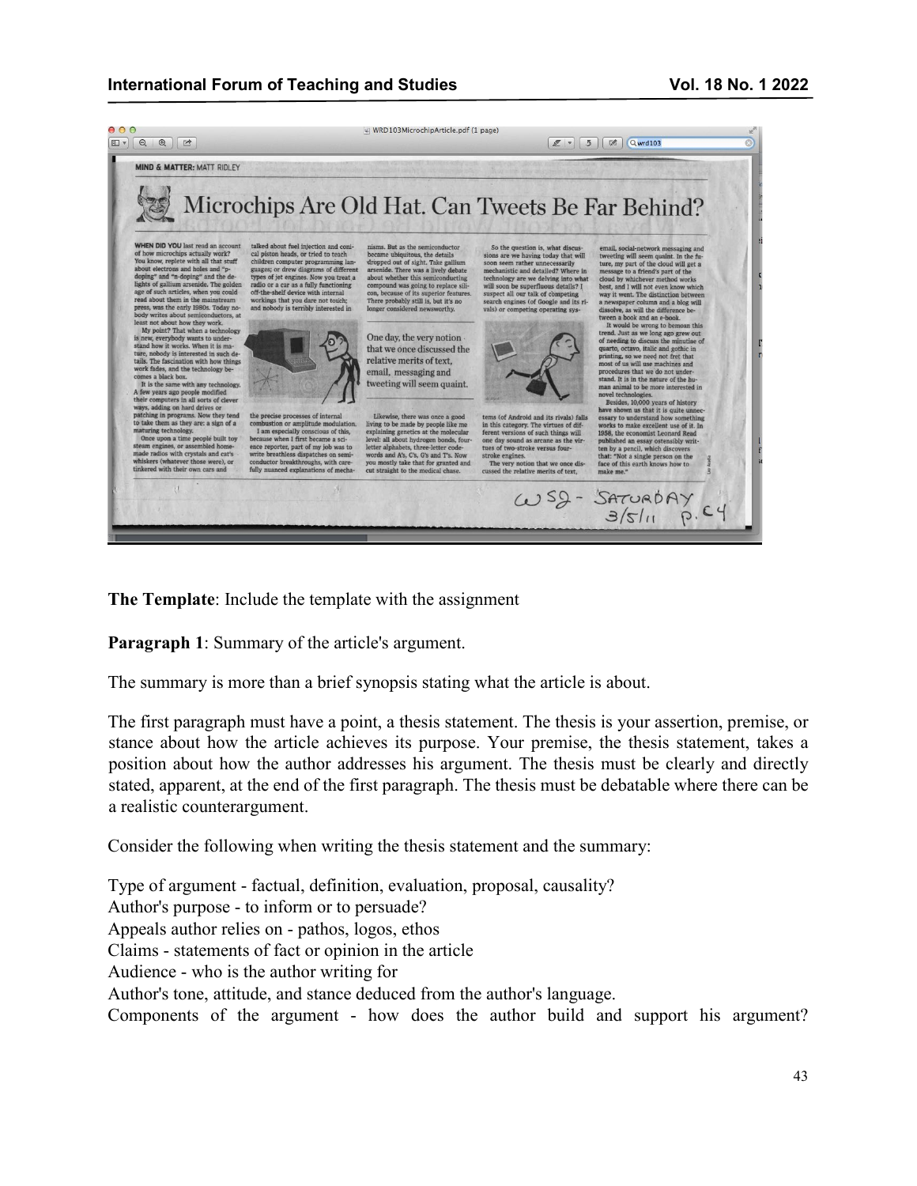MIND & MATTER: MATT RIDLEY

## Microchips Are Old Hat. Can Tweets Be Far Behind?

WHEN DID YOU last read an account of how microchips actually work? You know, replete with all that stuff about electrons and holes and "p-doping" and "n-doping" and the delights of gallium arsenide. The golden age of such articles, when you could read about them in the mainstream press, was the early 1980s. Today nobody writes about semiconductors, at least not about how they work.

My point? That when a technology is new, everybody wants to understand how it works. When it is mature, nobody is interested in such details. The fascination with how things work fades, and the technology becomes a black box.

It is the same with any technology. A few years ago people modified their computers in all sorts of clever ways, adding on hard drives or patching in programs. Now they tend to take them as they are: a sign of a maturing technology.

Once upon a time people built toy steam engines, or assembled homemade radios with crystals and cat's whiskers (whatever those were), or tinkered with their own cars and talked about fuel injection and conical piston heads, or tried to teach children computer programming languages; or drew diagrams of different types of jet engines. Now you treat a radio or a car as a fully functioning off-the-shelf device with internal workings that you dare not touch; and nobody is terribly interested in the precise processes of internal combustion or amplitude modulation.

I am especially conscious of this, because when I first became a science reporter, part of my job was to write breathless dispatches on semiconductor breakthroughs, with carefully nuanced explanations of mechanisms. But as the semiconductor became ubiquitous, the details dropped out of sight. Take gallium arsenide. There was a lively debate about whether this semiconducting compound was going to replace silicon, because of its superior features. There probably still is, but it's no longer considered newsworthy.

> One day, the very notion that we once discussed the relative merits of text, email, messaging and tweeting will seem quaint.

Likewise, there was once a good living to be made by people like me explaining genetics at the molecular level: all about hydrogen bonds, four-letter alphabets, three-letter codewords and A's, C's, G's and T's. Now you mostly take that for granted and cut straight to the medical chase.

So the question is, what discussions are we having today that will soon seem rather unnecessarily mechanistic and detailed? Where in technology are we delving into what will soon be superfluous details? I suspect all our talk of competing search engines (of Google and its rivals) or competing operating systems (of Android and its rivals) falls in this category. The virtues of different versions of such things will one day sound as arcane as the virtues of two-stroke versus four-stroke engines.

The very notion that we once discussed the relative merits of text, email, social-network messaging and tweeting will seem quaint. In the future, my part of the cloud will get a message to a friend's part of the cloud by whichever method works best, and I will not even know which way it went. The distinction between a newspaper column and a blog will dissolve, as will the difference between a book and an e-book.

It would be wrong to bemoan this trend. Just as we long ago grew out of needing to discuss the minutiae of quarto, octavo, italic and gothic in printing, so we need not fret that most of us will use machines and procedures that we do not understand. It is in the nature of the human animal to be more interested in novel technologies.

Besides, 10,000 years of history have shown us that it is quite unnecessary to understand how something works to make excellent use of it. In 1958, the economist Leonard Read published an essay ostensibly written by a pencil, which discovers that: "Not a single person on the face of this earth knows how to make me."

WSJ - SATURDAY 3/5/11 p. C4

**The Template**: Include the template with the assignment

**Paragraph 1**: Summary of the article's argument.

The summary is more than a brief synopsis stating what the article is about.

The first paragraph must have a point, a thesis statement. The thesis is your assertion, premise, or stance about how the article achieves its purpose. Your premise, the thesis statement, takes a position about how the author addresses his argument. The thesis must be clearly and directly stated, apparent, at the end of the first paragraph. The thesis must be debatable where there can be a realistic counterargument.

Consider the following when writing the thesis statement and the summary:

Type of argument - factual, definition, evaluation, proposal, causality?
Author's purpose - to inform or to persuade?
Appeals author relies on - pathos, logos, ethos
Claims - statements of fact or opinion in the article
Audience - who is the author writing for
Author's tone, attitude, and stance deduced from the author's language.
Components of the argument - how does the author build and support his argument?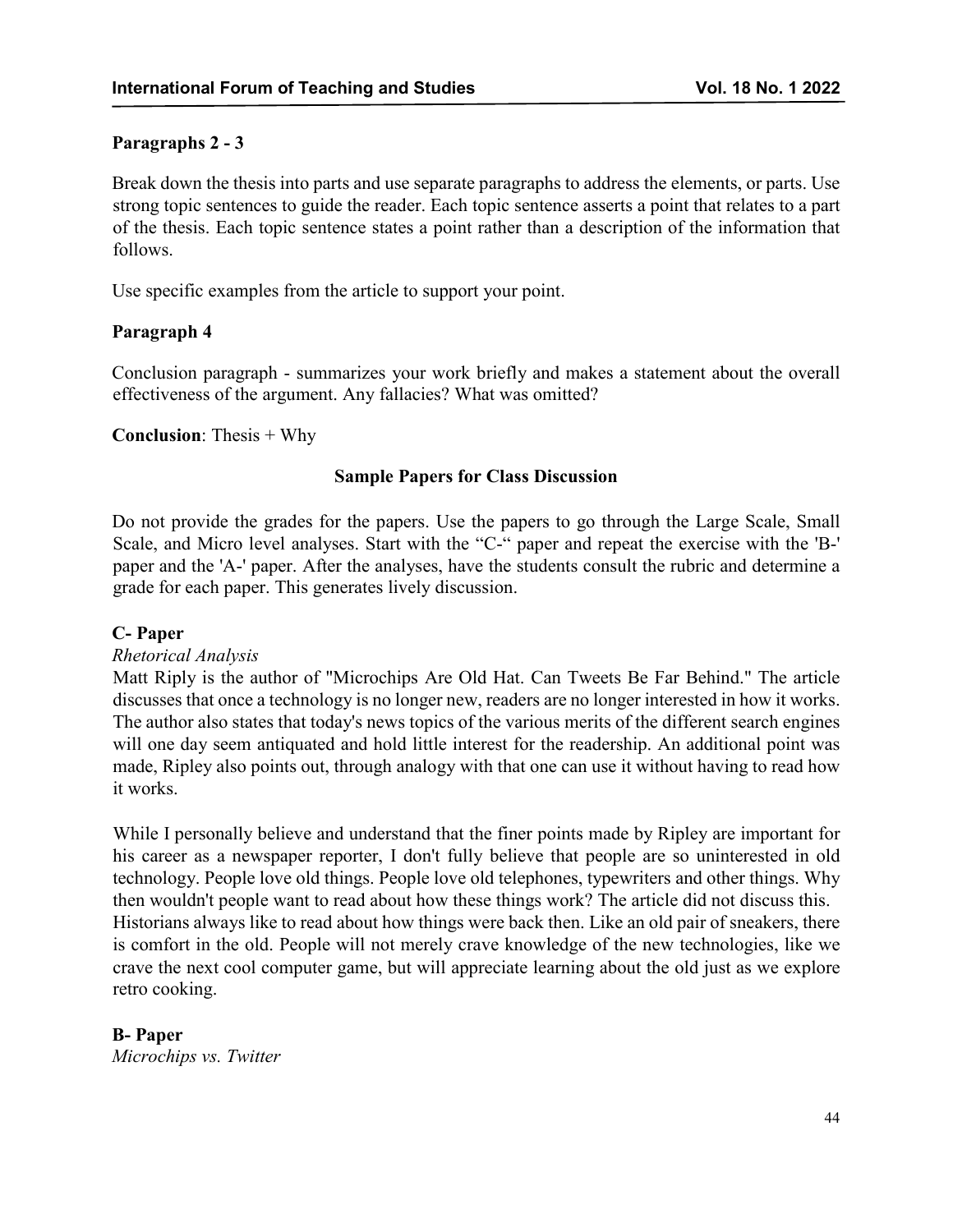**Paragraphs 2 - 3**

Break down the thesis into parts and use separate paragraphs to address the elements, or parts. Use strong topic sentences to guide the reader. Each topic sentence asserts a point that relates to a part of the thesis. Each topic sentence states a point rather than a description of the information that follows.

Use specific examples from the article to support your point.

**Paragraph 4**

Conclusion paragraph - summarizes your work briefly and makes a statement about the overall effectiveness of the argument. Any fallacies? What was omitted?

**Conclusion**: Thesis + Why

**Sample Papers for Class Discussion**

Do not provide the grades for the papers. Use the papers to go through the Large Scale, Small Scale, and Micro level analyses. Start with the "C-" paper and repeat the exercise with the 'B-' paper and the 'A-' paper. After the analyses, have the students consult the rubric and determine a grade for each paper. This generates lively discussion.

**C- Paper**

*Rhetorical Analysis*

Matt Riply is the author of "Microchips Are Old Hat. Can Tweets Be Far Behind." The article discusses that once a technology is no longer new, readers are no longer interested in how it works. The author also states that today's news topics of the various merits of the different search engines will one day seem antiquated and hold little interest for the readership. An additional point was made, Ripley also points out, through analogy with that one can use it without having to read how it works.

While I personally believe and understand that the finer points made by Ripley are important for his career as a newspaper reporter, I don't fully believe that people are so uninterested in old technology. People love old things. People love old telephones, typewriters and other things. Why then wouldn't people want to read about how these things work? The article did not discuss this. Historians always like to read about how things were back then. Like an old pair of sneakers, there is comfort in the old. People will not merely crave knowledge of the new technologies, like we crave the next cool computer game, but will appreciate learning about the old just as we explore retro cooking.

**B- Paper**

*Microchips vs. Twitter*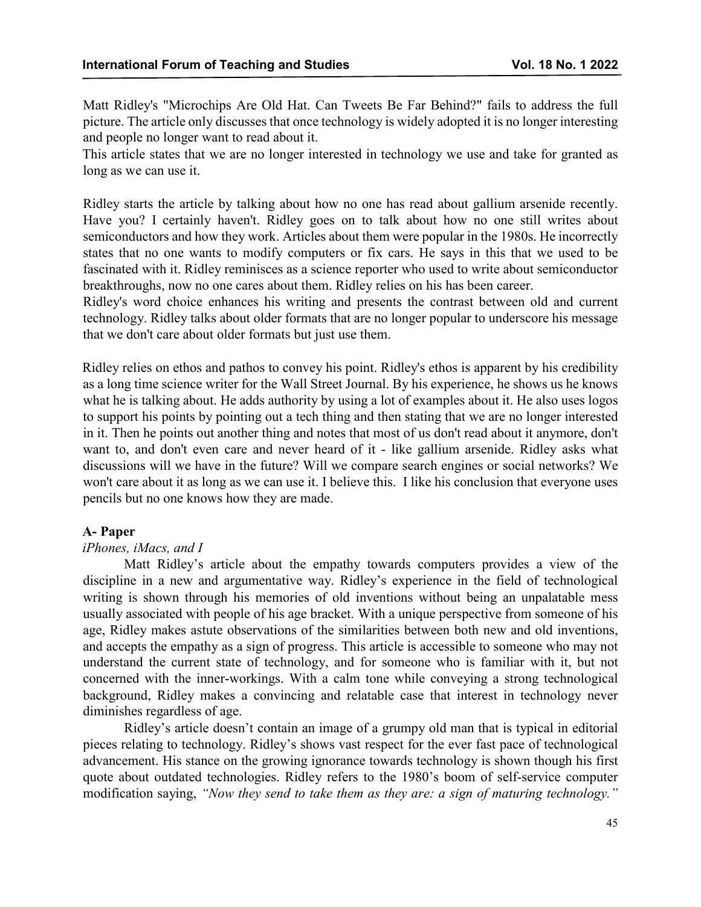Matt Ridley's "Microchips Are Old Hat. Can Tweets Be Far Behind?" fails to address the full picture. The article only discusses that once technology is widely adopted it is no longer interesting and people no longer want to read about it.
This article states that we are no longer interested in technology we use and take for granted as long as we can use it.

Ridley starts the article by talking about how no one has read about gallium arsenide recently. Have you? I certainly haven't. Ridley goes on to talk about how no one still writes about semiconductors and how they work. Articles about them were popular in the 1980s. He incorrectly states that no one wants to modify computers or fix cars. He says in this that we used to be fascinated with it. Ridley reminisces as a science reporter who used to write about semiconductor breakthroughs, now no one cares about them. Ridley relies on his has been career.
Ridley's word choice enhances his writing and presents the contrast between old and current technology. Ridley talks about older formats that are no longer popular to underscore his message that we don't care about older formats but just use them.

Ridley relies on ethos and pathos to convey his point. Ridley's ethos is apparent by his credibility as a long time science writer for the Wall Street Journal. By his experience, he shows us he knows what he is talking about. He adds authority by using a lot of examples about it. He also uses logos to support his points by pointing out a tech thing and then stating that we are no longer interested in it. Then he points out another thing and notes that most of us don't read about it anymore, don't want to, and don't even care and never heard of it - like gallium arsenide. Ridley asks what discussions will we have in the future? Will we compare search engines or social networks? We won't care about it as long as we can use it. I believe this. I like his conclusion that everyone uses pencils but no one knows how they are made.

**A- Paper**

*iPhones, iMacs, and I*

Matt Ridley's article about the empathy towards computers provides a view of the discipline in a new and argumentative way. Ridley's experience in the field of technological writing is shown through his memories of old inventions without being an unpalatable mess usually associated with people of his age bracket. With a unique perspective from someone of his age, Ridley makes astute observations of the similarities between both new and old inventions, and accepts the empathy as a sign of progress. This article is accessible to someone who may not understand the current state of technology, and for someone who is familiar with it, but not concerned with the inner-workings. With a calm tone while conveying a strong technological background, Ridley makes a convincing and relatable case that interest in technology never diminishes regardless of age.

Ridley's article doesn't contain an image of a grumpy old man that is typical in editorial pieces relating to technology. Ridley's shows vast respect for the ever fast pace of technological advancement. His stance on the growing ignorance towards technology is shown though his first quote about outdated technologies. Ridley refers to the 1980's boom of self-service computer modification saying, *"Now they send to take them as they are: a sign of maturing technology."*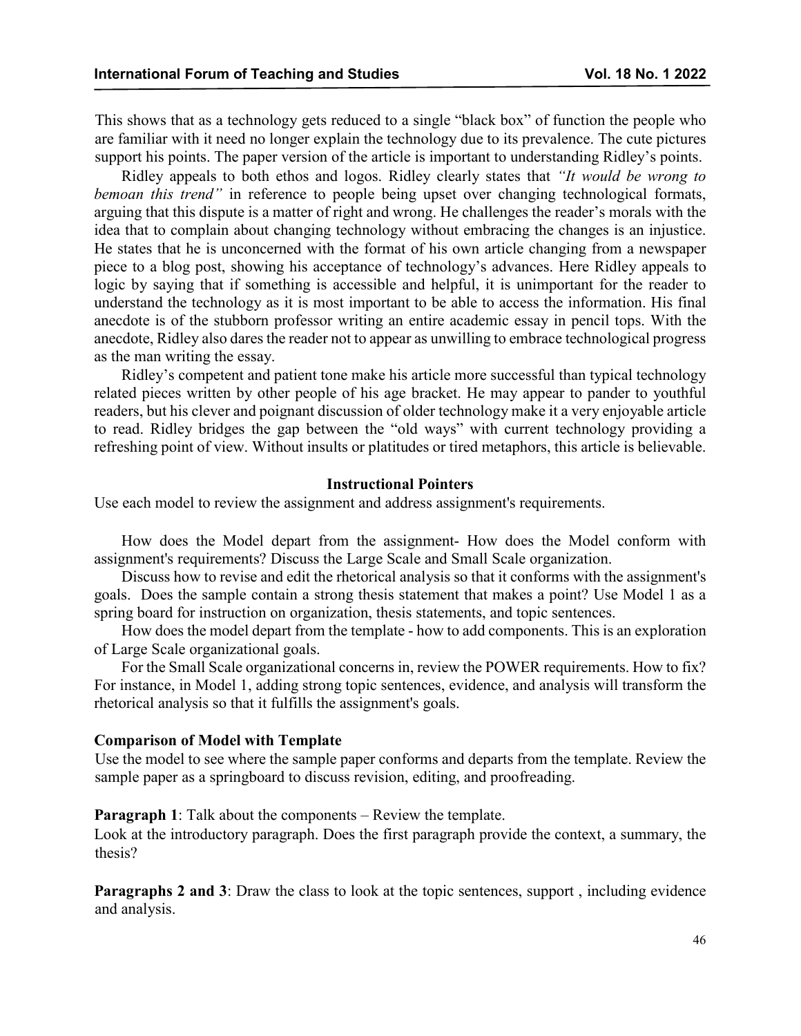This shows that as a technology gets reduced to a single "black box" of function the people who are familiar with it need no longer explain the technology due to its prevalence. The cute pictures support his points. The paper version of the article is important to understanding Ridley's points.

Ridley appeals to both ethos and logos. Ridley clearly states that *"It would be wrong to bemoan this trend"* in reference to people being upset over changing technological formats, arguing that this dispute is a matter of right and wrong. He challenges the reader's morals with the idea that to complain about changing technology without embracing the changes is an injustice. He states that he is unconcerned with the format of his own article changing from a newspaper piece to a blog post, showing his acceptance of technology's advances. Here Ridley appeals to logic by saying that if something is accessible and helpful, it is unimportant for the reader to understand the technology as it is most important to be able to access the information. His final anecdote is of the stubborn professor writing an entire academic essay in pencil tops. With the anecdote, Ridley also dares the reader not to appear as unwilling to embrace technological progress as the man writing the essay.

Ridley's competent and patient tone make his article more successful than typical technology related pieces written by other people of his age bracket. He may appear to pander to youthful readers, but his clever and poignant discussion of older technology make it a very enjoyable article to read. Ridley bridges the gap between the "old ways" with current technology providing a refreshing point of view. Without insults or platitudes or tired metaphors, this article is believable.

### Instructional Pointers

Use each model to review the assignment and address assignment's requirements.

How does the Model depart from the assignment- How does the Model conform with assignment's requirements? Discuss the Large Scale and Small Scale organization.

Discuss how to revise and edit the rhetorical analysis so that it conforms with the assignment's goals. Does the sample contain a strong thesis statement that makes a point? Use Model 1 as a spring board for instruction on organization, thesis statements, and topic sentences.

How does the model depart from the template - how to add components. This is an exploration of Large Scale organizational goals.

For the Small Scale organizational concerns in, review the POWER requirements. How to fix? For instance, in Model 1, adding strong topic sentences, evidence, and analysis will transform the rhetorical analysis so that it fulfills the assignment's goals.

**Comparison of Model with Template**

Use the model to see where the sample paper conforms and departs from the template. Review the sample paper as a springboard to discuss revision, editing, and proofreading.

**Paragraph 1**: Talk about the components – Review the template.

Look at the introductory paragraph. Does the first paragraph provide the context, a summary, the thesis?

**Paragraphs 2 and 3**: Draw the class to look at the topic sentences, support , including evidence and analysis.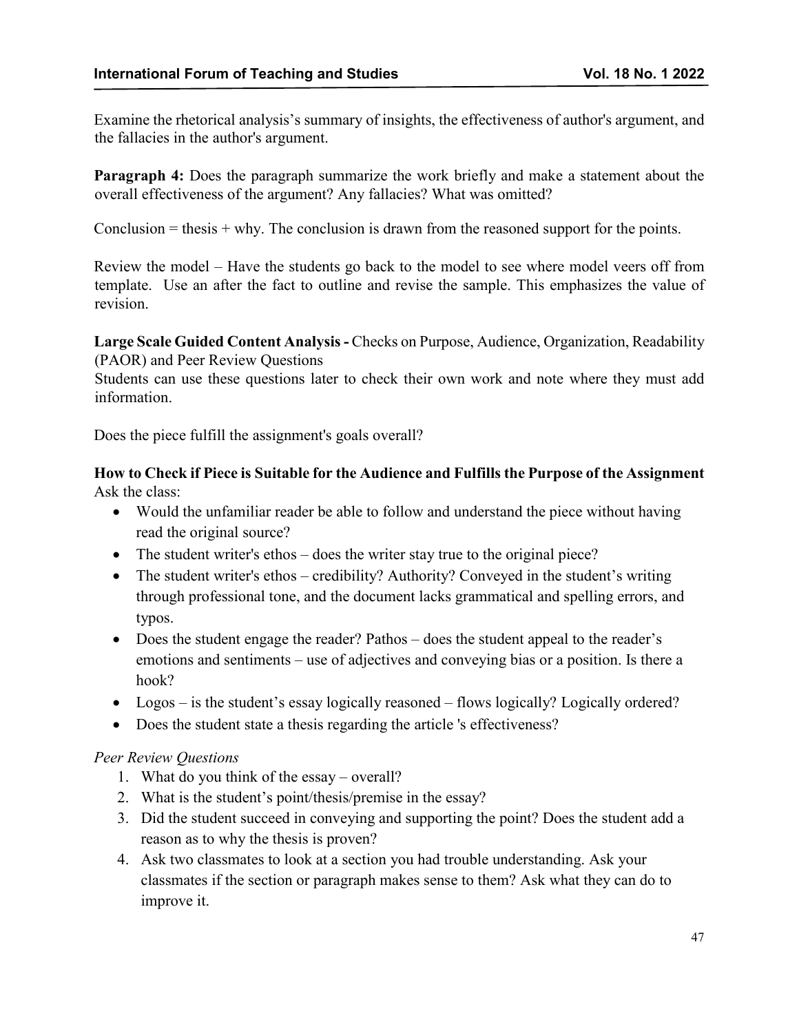Examine the rhetorical analysis's summary of insights, the effectiveness of author's argument, and the fallacies in the author's argument.

**Paragraph 4:** Does the paragraph summarize the work briefly and make a statement about the overall effectiveness of the argument? Any fallacies? What was omitted?

Conclusion = thesis + why. The conclusion is drawn from the reasoned support for the points.

Review the model – Have the students go back to the model to see where model veers off from template. Use an after the fact to outline and revise the sample. This emphasizes the value of revision.

**Large Scale Guided Content Analysis -** Checks on Purpose, Audience, Organization, Readability (PAOR) and Peer Review Questions
Students can use these questions later to check their own work and note where they must add information.

Does the piece fulfill the assignment's goals overall?

**How to Check if Piece is Suitable for the Audience and Fulfills the Purpose of the Assignment**
Ask the class:

- Would the unfamiliar reader be able to follow and understand the piece without having read the original source?
- The student writer's ethos – does the writer stay true to the original piece?
- The student writer's ethos – credibility? Authority? Conveyed in the student's writing through professional tone, and the document lacks grammatical and spelling errors, and typos.
- Does the student engage the reader? Pathos – does the student appeal to the reader's emotions and sentiments – use of adjectives and conveying bias or a position. Is there a hook?
- Logos – is the student's essay logically reasoned – flows logically? Logically ordered?
- Does the student state a thesis regarding the article 's effectiveness?

*Peer Review Questions*

1. What do you think of the essay – overall?
2. What is the student's point/thesis/premise in the essay?
3. Did the student succeed in conveying and supporting the point? Does the student add a reason as to why the thesis is proven?
4. Ask two classmates to look at a section you had trouble understanding. Ask your classmates if the section or paragraph makes sense to them? Ask what they can do to improve it.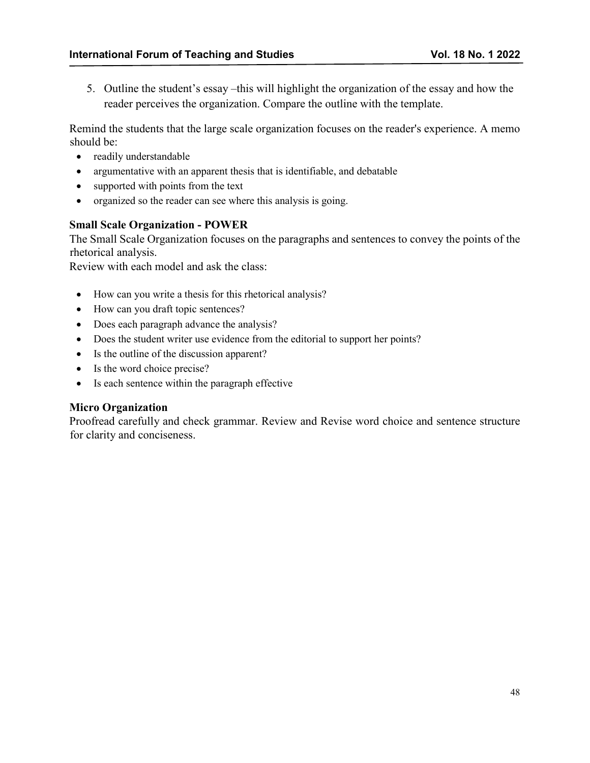5. Outline the student's essay –this will highlight the organization of the essay and how the reader perceives the organization. Compare the outline with the template.

Remind the students that the large scale organization focuses on the reader's experience. A memo should be:

- readily understandable
- argumentative with an apparent thesis that is identifiable, and debatable
- supported with points from the text
- organized so the reader can see where this analysis is going.

**Small Scale Organization - POWER**

The Small Scale Organization focuses on the paragraphs and sentences to convey the points of the rhetorical analysis.

Review with each model and ask the class:

- How can you write a thesis for this rhetorical analysis?
- How can you draft topic sentences?
- Does each paragraph advance the analysis?
- Does the student writer use evidence from the editorial to support her points?
- Is the outline of the discussion apparent?
- Is the word choice precise?
- Is each sentence within the paragraph effective

**Micro Organization**

Proofread carefully and check grammar. Review and Revise word choice and sentence structure for clarity and conciseness.